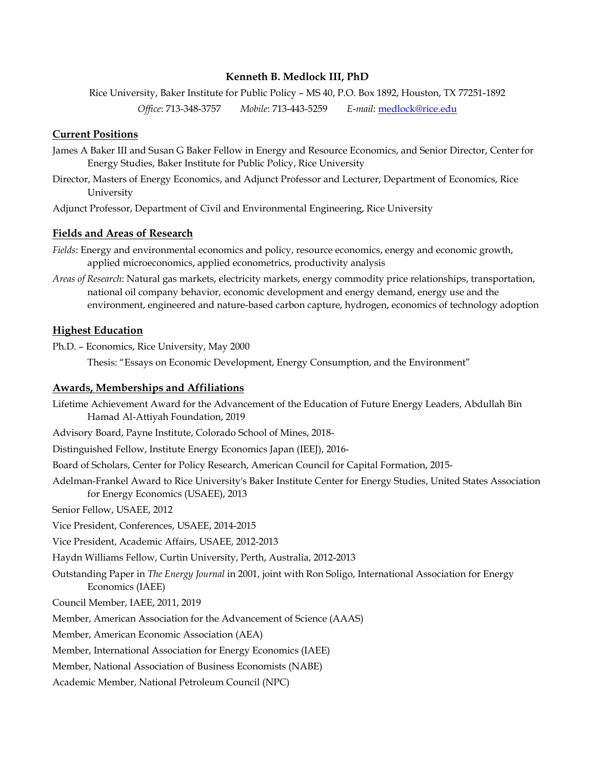# Kenneth B. Medlock III, PhD

Rice University, Baker Institute for Public Policy – MS 40, P.O. Box 1892, Houston, TX 77251-1892

*Office*: 713-348-3757 *Mobile*: 713-443-5259 *E-mail*: medlock@rice.edu

## Current Positions

James A Baker III and Susan G Baker Fellow in Energy and Resource Economics, and Senior Director, Center for Energy Studies, Baker Institute for Public Policy, Rice University

Director, Masters of Energy Economics, and Adjunct Professor and Lecturer, Department of Economics, Rice University

Adjunct Professor, Department of Civil and Environmental Engineering, Rice University

## Fields and Areas of Research

*Fields*: Energy and environmental economics and policy, resource economics, energy and economic growth, applied microeconomics, applied econometrics, productivity analysis

*Areas of Research*: Natural gas markets, electricity markets, energy commodity price relationships, transportation, national oil company behavior, economic development and energy demand, energy use and the environment, engineered and nature-based carbon capture, hydrogen, economics of technology adoption

## Highest Education

Ph.D. – Economics, Rice University, May 2000

Thesis: "Essays on Economic Development, Energy Consumption, and the Environment"

## Awards, Memberships and Affiliations

Lifetime Achievement Award for the Advancement of the Education of Future Energy Leaders, Abdullah Bin Hamad Al-Attiyah Foundation, 2019

Advisory Board, Payne Institute, Colorado School of Mines, 2018-

Distinguished Fellow, Institute Energy Economics Japan (IEEJ), 2016-

Board of Scholars, Center for Policy Research, American Council for Capital Formation, 2015-

Adelman-Frankel Award to Rice University's Baker Institute Center for Energy Studies, United States Association for Energy Economics (USAEE), 2013

Senior Fellow, USAEE, 2012

Vice President, Conferences, USAEE, 2014-2015

Vice President, Academic Affairs, USAEE, 2012-2013

Haydn Williams Fellow, Curtin University, Perth, Australia, 2012-2013

Outstanding Paper in *The Energy Journal* in 2001, joint with Ron Soligo, International Association for Energy Economics (IAEE)

Council Member, IAEE, 2011, 2019

Member, American Association for the Advancement of Science (AAAS)

Member, American Economic Association (AEA)

Member, International Association for Energy Economics (IAEE)

Member, National Association of Business Economists (NABE)

Academic Member, National Petroleum Council (NPC)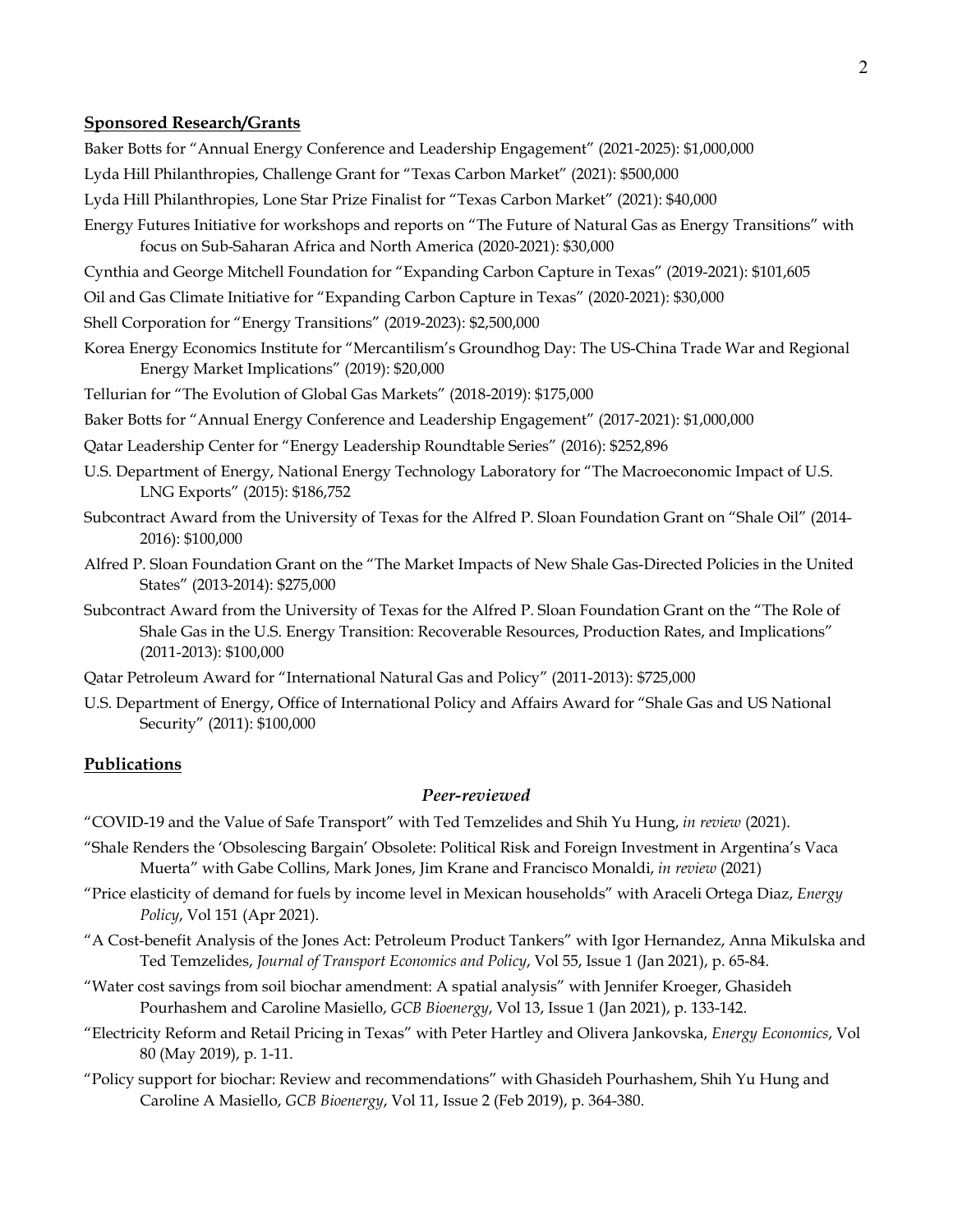## Sponsored Research/Grants

Baker Botts for "Annual Energy Conference and Leadership Engagement" (2021-2025): $1,000,000

Lyda Hill Philanthropies, Challenge Grant for "Texas Carbon Market" (2021): $500,000

Lyda Hill Philanthropies, Lone Star Prize Finalist for "Texas Carbon Market" (2021): $40,000

Energy Futures Initiative for workshops and reports on "The Future of Natural Gas as Energy Transitions" with focus on Sub-Saharan Africa and North America (2020-2021): $30,000

Cynthia and George Mitchell Foundation for "Expanding Carbon Capture in Texas" (2019-2021): $101,605

Oil and Gas Climate Initiative for "Expanding Carbon Capture in Texas" (2020-2021): $30,000

Shell Corporation for "Energy Transitions" (2019-2023): $2,500,000

Korea Energy Economics Institute for "Mercantilism's Groundhog Day: The US-China Trade War and Regional Energy Market Implications" (2019): $20,000

Tellurian for "The Evolution of Global Gas Markets" (2018-2019): $175,000

Baker Botts for "Annual Energy Conference and Leadership Engagement" (2017-2021): $1,000,000

Qatar Leadership Center for "Energy Leadership Roundtable Series" (2016): $252,896

U.S. Department of Energy, National Energy Technology Laboratory for "The Macroeconomic Impact of U.S. LNG Exports" (2015): $186,752

Subcontract Award from the University of Texas for the Alfred P. Sloan Foundation Grant on "Shale Oil" (2014-2016): $100,000

Alfred P. Sloan Foundation Grant on the "The Market Impacts of New Shale Gas-Directed Policies in the United States" (2013-2014): $275,000

Subcontract Award from the University of Texas for the Alfred P. Sloan Foundation Grant on the "The Role of Shale Gas in the U.S. Energy Transition: Recoverable Resources, Production Rates, and Implications" (2011-2013): $100,000

Qatar Petroleum Award for "International Natural Gas and Policy" (2011-2013): $725,000

U.S. Department of Energy, Office of International Policy and Affairs Award for "Shale Gas and US National Security" (2011): $100,000

## Publications

### *Peer-reviewed*

"COVID-19 and the Value of Safe Transport" with Ted Temzelides and Shih Yu Hung, *in review* (2021).

"Shale Renders the 'Obsolescing Bargain' Obsolete: Political Risk and Foreign Investment in Argentina's Vaca Muerta" with Gabe Collins, Mark Jones, Jim Krane and Francisco Monaldi, *in review* (2021)

"Price elasticity of demand for fuels by income level in Mexican households" with Araceli Ortega Diaz, *Energy Policy*, Vol 151 (Apr 2021).

"A Cost-benefit Analysis of the Jones Act: Petroleum Product Tankers" with Igor Hernandez, Anna Mikulska and Ted Temzelides, *Journal of Transport Economics and Policy*, Vol 55, Issue 1 (Jan 2021), p. 65-84.

"Water cost savings from soil biochar amendment: A spatial analysis" with Jennifer Kroeger, Ghasideh Pourhashem and Caroline Masiello, *GCB Bioenergy*, Vol 13, Issue 1 (Jan 2021), p. 133-142.

"Electricity Reform and Retail Pricing in Texas" with Peter Hartley and Olivera Jankovska, *Energy Economics*, Vol 80 (May 2019), p. 1-11.

"Policy support for biochar: Review and recommendations" with Ghasideh Pourhashem, Shih Yu Hung and Caroline A Masiello, *GCB Bioenergy*, Vol 11, Issue 2 (Feb 2019), p. 364-380.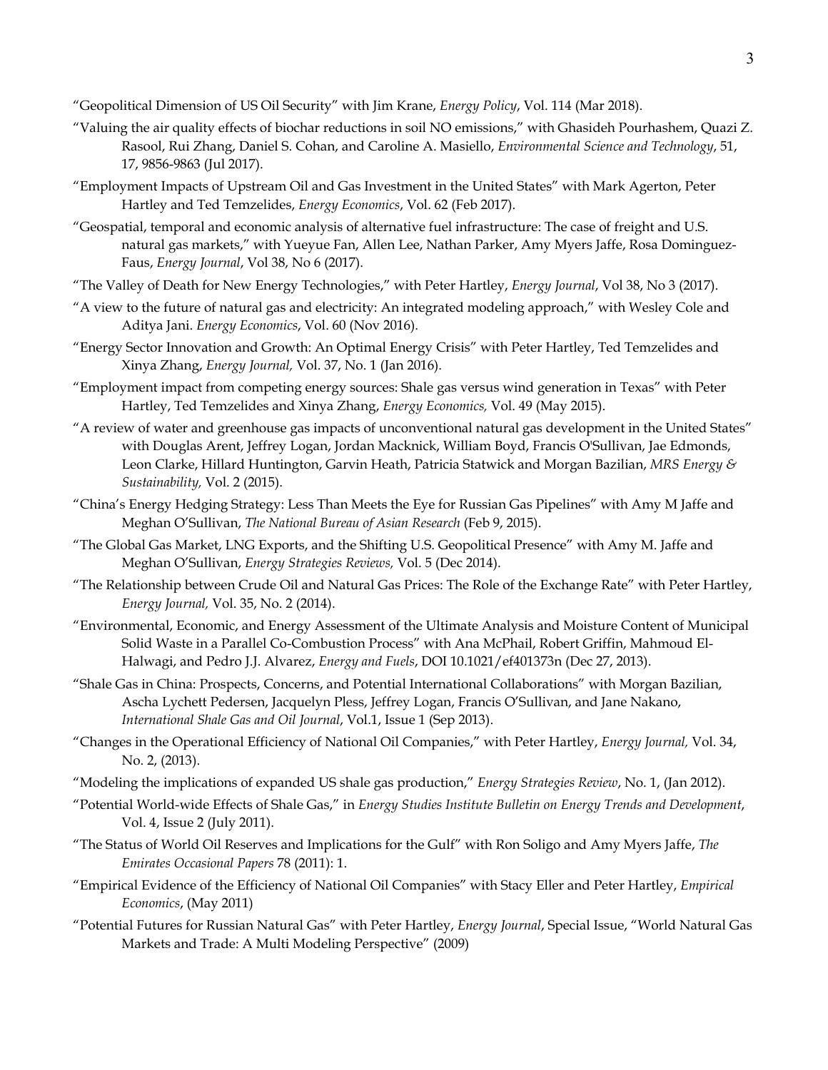"Geopolitical Dimension of US Oil Security" with Jim Krane, *Energy Policy*, Vol. 114 (Mar 2018).

"Valuing the air quality effects of biochar reductions in soil NO emissions," with Ghasideh Pourhashem, Quazi Z. Rasool, Rui Zhang, Daniel S. Cohan, and Caroline A. Masiello, *Environmental Science and Technology*, 51, 17, 9856-9863 (Jul 2017).

"Employment Impacts of Upstream Oil and Gas Investment in the United States" with Mark Agerton, Peter Hartley and Ted Temzelides, *Energy Economics*, Vol. 62 (Feb 2017).

"Geospatial, temporal and economic analysis of alternative fuel infrastructure: The case of freight and U.S. natural gas markets," with Yueyue Fan, Allen Lee, Nathan Parker, Amy Myers Jaffe, Rosa Dominguez-Faus, *Energy Journal*, Vol 38, No 6 (2017).

"The Valley of Death for New Energy Technologies," with Peter Hartley, *Energy Journal*, Vol 38, No 3 (2017).

"A view to the future of natural gas and electricity: An integrated modeling approach," with Wesley Cole and Aditya Jani. *Energy Economics*, Vol. 60 (Nov 2016).

"Energy Sector Innovation and Growth: An Optimal Energy Crisis" with Peter Hartley, Ted Temzelides and Xinya Zhang, *Energy Journal,* Vol. 37, No. 1 (Jan 2016).

"Employment impact from competing energy sources: Shale gas versus wind generation in Texas" with Peter Hartley, Ted Temzelides and Xinya Zhang, *Energy Economics,* Vol. 49 (May 2015).

"A review of water and greenhouse gas impacts of unconventional natural gas development in the United States" with Douglas Arent, Jeffrey Logan, Jordan Macknick, William Boyd, Francis O'Sullivan, Jae Edmonds, Leon Clarke, Hillard Huntington, Garvin Heath, Patricia Statwick and Morgan Bazilian, *MRS Energy & Sustainability,* Vol. 2 (2015).

"China's Energy Hedging Strategy: Less Than Meets the Eye for Russian Gas Pipelines" with Amy M Jaffe and Meghan O'Sullivan, *The National Bureau of Asian Research* (Feb 9, 2015).

"The Global Gas Market, LNG Exports, and the Shifting U.S. Geopolitical Presence" with Amy M. Jaffe and Meghan O'Sullivan, *Energy Strategies Reviews,* Vol. 5 (Dec 2014).

"The Relationship between Crude Oil and Natural Gas Prices: The Role of the Exchange Rate" with Peter Hartley, *Energy Journal,* Vol. 35, No. 2 (2014).

"Environmental, Economic, and Energy Assessment of the Ultimate Analysis and Moisture Content of Municipal Solid Waste in a Parallel Co-Combustion Process" with Ana McPhail, Robert Griffin, Mahmoud El-Halwagi, and Pedro J.J. Alvarez, *Energy and Fuels*, DOI 10.1021/ef401373n (Dec 27, 2013).

"Shale Gas in China: Prospects, Concerns, and Potential International Collaborations" with Morgan Bazilian, Ascha Lychett Pedersen, Jacquelyn Pless, Jeffrey Logan, Francis O'Sullivan, and Jane Nakano, *International Shale Gas and Oil Journal*, Vol.1, Issue 1 (Sep 2013).

"Changes in the Operational Efficiency of National Oil Companies," with Peter Hartley, *Energy Journal,* Vol. 34, No. 2, (2013).

"Modeling the implications of expanded US shale gas production," *Energy Strategies Review*, No. 1, (Jan 2012).

"Potential World-wide Effects of Shale Gas," in *Energy Studies Institute Bulletin on Energy Trends and Development*, Vol. 4, Issue 2 (July 2011).

"The Status of World Oil Reserves and Implications for the Gulf" with Ron Soligo and Amy Myers Jaffe, *The Emirates Occasional Papers* 78 (2011): 1.

"Empirical Evidence of the Efficiency of National Oil Companies" with Stacy Eller and Peter Hartley, *Empirical Economics*, (May 2011)

"Potential Futures for Russian Natural Gas" with Peter Hartley, *Energy Journal*, Special Issue, "World Natural Gas Markets and Trade: A Multi Modeling Perspective" (2009)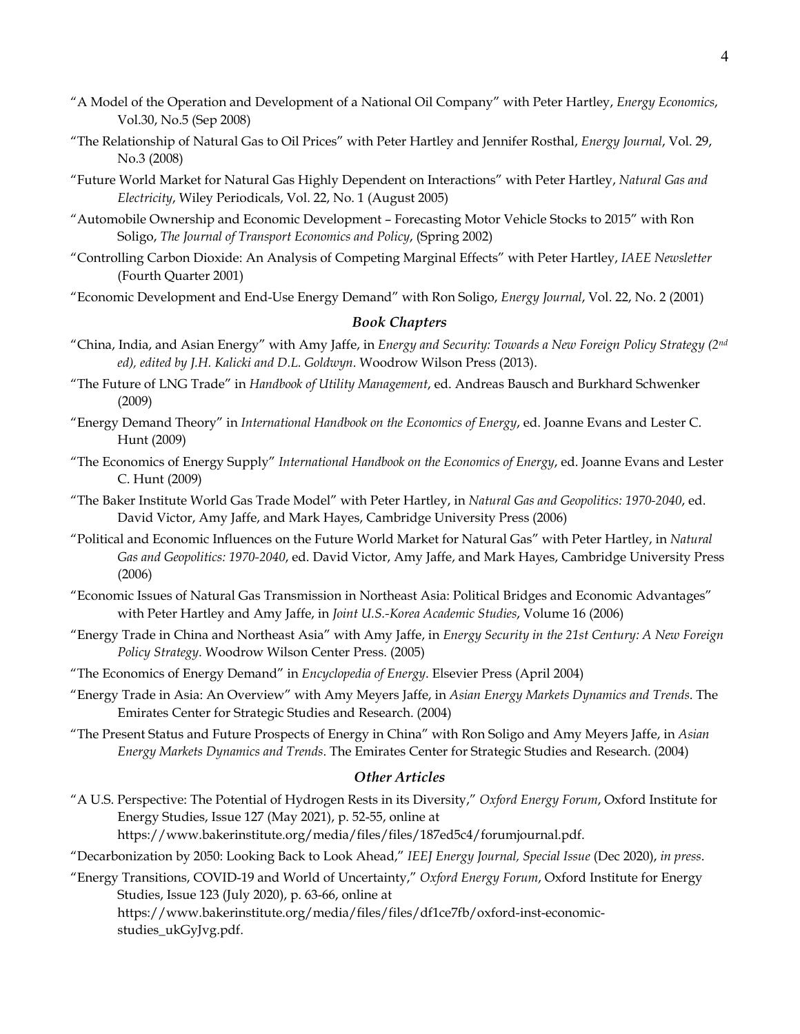"A Model of the Operation and Development of a National Oil Company" with Peter Hartley, *Energy Economics*, Vol.30, No.5 (Sep 2008)

"The Relationship of Natural Gas to Oil Prices" with Peter Hartley and Jennifer Rosthal, *Energy Journal*, Vol. 29, No.3 (2008)

"Future World Market for Natural Gas Highly Dependent on Interactions" with Peter Hartley, *Natural Gas and Electricity*, Wiley Periodicals, Vol. 22, No. 1 (August 2005)

"Automobile Ownership and Economic Development – Forecasting Motor Vehicle Stocks to 2015" with Ron Soligo, *The Journal of Transport Economics and Policy*, (Spring 2002)

"Controlling Carbon Dioxide: An Analysis of Competing Marginal Effects" with Peter Hartley, *IAEE Newsletter* (Fourth Quarter 2001)

"Economic Development and End-Use Energy Demand" with Ron Soligo, *Energy Journal*, Vol. 22, No. 2 (2001)

### *Book Chapters*

"China, India, and Asian Energy" with Amy Jaffe, in *Energy and Security: Towards a New Foreign Policy Strategy (2nd ed), edited by J.H. Kalicki and D.L. Goldwyn*. Woodrow Wilson Press (2013).

"The Future of LNG Trade" in *Handbook of Utility Management*, ed. Andreas Bausch and Burkhard Schwenker (2009)

"Energy Demand Theory" in *International Handbook on the Economics of Energy*, ed. Joanne Evans and Lester C. Hunt (2009)

"The Economics of Energy Supply" *International Handbook on the Economics of Energy*, ed. Joanne Evans and Lester C. Hunt (2009)

"The Baker Institute World Gas Trade Model" with Peter Hartley, in *Natural Gas and Geopolitics: 1970-2040*, ed. David Victor, Amy Jaffe, and Mark Hayes, Cambridge University Press (2006)

"Political and Economic Influences on the Future World Market for Natural Gas" with Peter Hartley, in *Natural Gas and Geopolitics: 1970-2040*, ed. David Victor, Amy Jaffe, and Mark Hayes, Cambridge University Press (2006)

"Economic Issues of Natural Gas Transmission in Northeast Asia: Political Bridges and Economic Advantages" with Peter Hartley and Amy Jaffe, in *Joint U.S.-Korea Academic Studies*, Volume 16 (2006)

"Energy Trade in China and Northeast Asia" with Amy Jaffe, in *Energy Security in the 21st Century: A New Foreign Policy Strategy*. Woodrow Wilson Center Press. (2005)

"The Economics of Energy Demand" in *Encyclopedia of Energy*. Elsevier Press (April 2004)

"Energy Trade in Asia: An Overview" with Amy Meyers Jaffe, in *Asian Energy Markets Dynamics and Trends*. The Emirates Center for Strategic Studies and Research. (2004)

"The Present Status and Future Prospects of Energy in China" with Ron Soligo and Amy Meyers Jaffe, in *Asian Energy Markets Dynamics and Trends*. The Emirates Center for Strategic Studies and Research. (2004)

### *Other Articles*

"A U.S. Perspective: The Potential of Hydrogen Rests in its Diversity," *Oxford Energy Forum*, Oxford Institute for Energy Studies, Issue 127 (May 2021), p. 52-55, online at https://www.bakerinstitute.org/media/files/files/187ed5c4/forumjournal.pdf.

"Decarbonization by 2050: Looking Back to Look Ahead," *IEEJ Energy Journal, Special Issue* (Dec 2020), *in press*.

"Energy Transitions, COVID-19 and World of Uncertainty," *Oxford Energy Forum*, Oxford Institute for Energy Studies, Issue 123 (July 2020), p. 63-66, online at https://www.bakerinstitute.org/media/files/files/df1ce7fb/oxford-inst-economic-studies_ukGyJvg.pdf.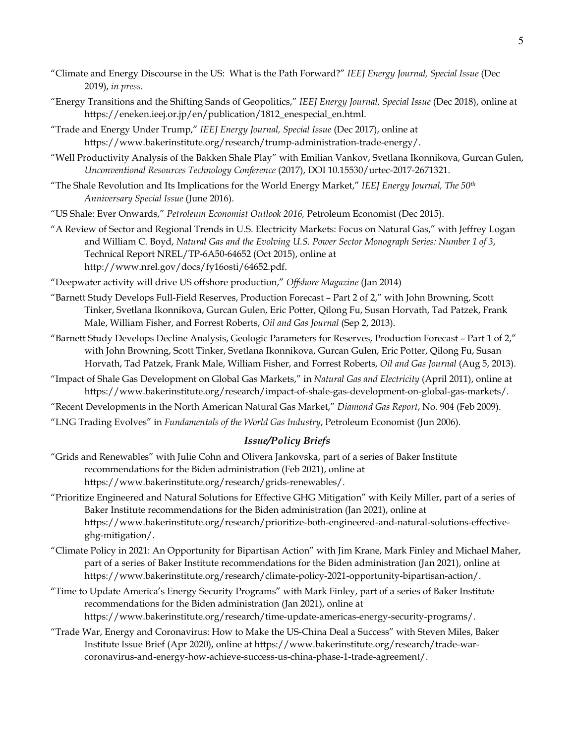"Climate and Energy Discourse in the US: What is the Path Forward?" *IEEJ Energy Journal, Special Issue* (Dec 2019), *in press*.

"Energy Transitions and the Shifting Sands of Geopolitics," *IEEJ Energy Journal, Special Issue* (Dec 2018), online at https://eneken.ieej.or.jp/en/publication/1812_enespecial_en.html.

"Trade and Energy Under Trump," *IEEJ Energy Journal, Special Issue* (Dec 2017), online at https://www.bakerinstitute.org/research/trump-administration-trade-energy/.

"Well Productivity Analysis of the Bakken Shale Play" with Emilian Vankov, Svetlana Ikonnikova, Gurcan Gulen, *Unconventional Resources Technology Conference* (2017), DOI 10.15530/urtec-2017-2671321.

"The Shale Revolution and Its Implications for the World Energy Market," *IEEJ Energy Journal, The 50th Anniversary Special Issue* (June 2016).

"US Shale: Ever Onwards," *Petroleum Economist Outlook 2016,* Petroleum Economist (Dec 2015).

"A Review of Sector and Regional Trends in U.S. Electricity Markets: Focus on Natural Gas," with Jeffrey Logan and William C. Boyd, *Natural Gas and the Evolving U.S. Power Sector Monograph Series: Number 1 of 3*, Technical Report NREL/TP-6A50-64652 (Oct 2015), online at http://www.nrel.gov/docs/fy16osti/64652.pdf.

"Deepwater activity will drive US offshore production," *Offshore Magazine* (Jan 2014)

"Barnett Study Develops Full-Field Reserves, Production Forecast – Part 2 of 2," with John Browning, Scott Tinker, Svetlana Ikonnikova, Gurcan Gulen, Eric Potter, Qilong Fu, Susan Horvath, Tad Patzek, Frank Male, William Fisher, and Forrest Roberts, *Oil and Gas Journal* (Sep 2, 2013).

"Barnett Study Develops Decline Analysis, Geologic Parameters for Reserves, Production Forecast – Part 1 of 2," with John Browning, Scott Tinker, Svetlana Ikonnikova, Gurcan Gulen, Eric Potter, Qilong Fu, Susan Horvath, Tad Patzek, Frank Male, William Fisher, and Forrest Roberts, *Oil and Gas Journal* (Aug 5, 2013).

"Impact of Shale Gas Development on Global Gas Markets," in *Natural Gas and Electricity* (April 2011), online at https://www.bakerinstitute.org/research/impact-of-shale-gas-development-on-global-gas-markets/.

"Recent Developments in the North American Natural Gas Market," *Diamond Gas Report*, No. 904 (Feb 2009).

"LNG Trading Evolves" in *Fundamentals of the World Gas Industry*, Petroleum Economist (Jun 2006).

### *Issue/Policy Briefs*

"Grids and Renewables" with Julie Cohn and Olivera Jankovska, part of a series of Baker Institute recommendations for the Biden administration (Feb 2021), online at https://www.bakerinstitute.org/research/grids-renewables/.

"Prioritize Engineered and Natural Solutions for Effective GHG Mitigation" with Keily Miller, part of a series of Baker Institute recommendations for the Biden administration (Jan 2021), online at https://www.bakerinstitute.org/research/prioritize-both-engineered-and-natural-solutions-effective-ghg-mitigation/.

"Climate Policy in 2021: An Opportunity for Bipartisan Action" with Jim Krane, Mark Finley and Michael Maher, part of a series of Baker Institute recommendations for the Biden administration (Jan 2021), online at https://www.bakerinstitute.org/research/climate-policy-2021-opportunity-bipartisan-action/.

"Time to Update America's Energy Security Programs" with Mark Finley, part of a series of Baker Institute recommendations for the Biden administration (Jan 2021), online at https://www.bakerinstitute.org/research/time-update-americas-energy-security-programs/.

"Trade War, Energy and Coronavirus: How to Make the US-China Deal a Success" with Steven Miles, Baker Institute Issue Brief (Apr 2020), online at https://www.bakerinstitute.org/research/trade-war-coronavirus-and-energy-how-achieve-success-us-china-phase-1-trade-agreement/.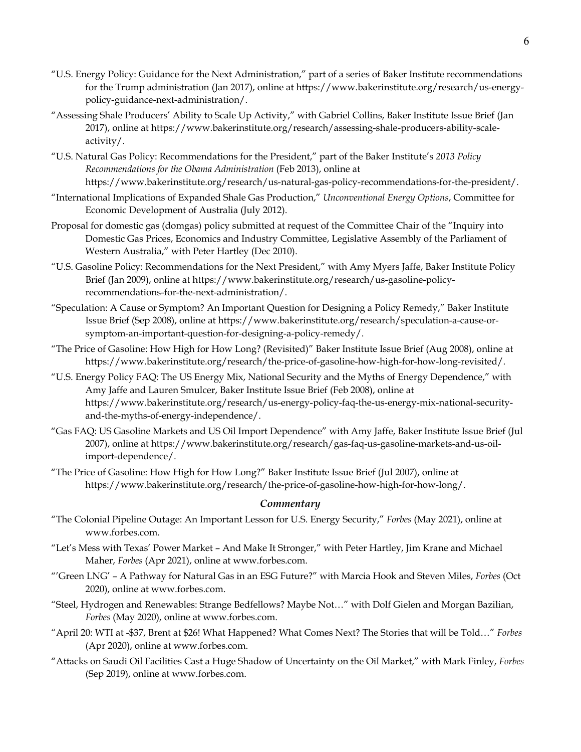"U.S. Energy Policy: Guidance for the Next Administration," part of a series of Baker Institute recommendations for the Trump administration (Jan 2017), online at https://www.bakerinstitute.org/research/us-energy-policy-guidance-next-administration/.

"Assessing Shale Producers' Ability to Scale Up Activity," with Gabriel Collins, Baker Institute Issue Brief (Jan 2017), online at https://www.bakerinstitute.org/research/assessing-shale-producers-ability-scale-activity/.

"U.S. Natural Gas Policy: Recommendations for the President," part of the Baker Institute's *2013 Policy Recommendations for the Obama Administration* (Feb 2013), online at https://www.bakerinstitute.org/research/us-natural-gas-policy-recommendations-for-the-president/.

"International Implications of Expanded Shale Gas Production," *Unconventional Energy Options*, Committee for Economic Development of Australia (July 2012).

Proposal for domestic gas (domgas) policy submitted at request of the Committee Chair of the "Inquiry into Domestic Gas Prices, Economics and Industry Committee, Legislative Assembly of the Parliament of Western Australia," with Peter Hartley (Dec 2010).

"U.S. Gasoline Policy: Recommendations for the Next President," with Amy Myers Jaffe, Baker Institute Policy Brief (Jan 2009), online at https://www.bakerinstitute.org/research/us-gasoline-policy-recommendations-for-the-next-administration/.

"Speculation: A Cause or Symptom? An Important Question for Designing a Policy Remedy," Baker Institute Issue Brief (Sep 2008), online at https://www.bakerinstitute.org/research/speculation-a-cause-or-symptom-an-important-question-for-designing-a-policy-remedy/.

"The Price of Gasoline: How High for How Long? (Revisited)" Baker Institute Issue Brief (Aug 2008), online at https://www.bakerinstitute.org/research/the-price-of-gasoline-how-high-for-how-long-revisited/.

"U.S. Energy Policy FAQ: The US Energy Mix, National Security and the Myths of Energy Dependence," with Amy Jaffe and Lauren Smulcer, Baker Institute Issue Brief (Feb 2008), online at https://www.bakerinstitute.org/research/us-energy-policy-faq-the-us-energy-mix-national-security-and-the-myths-of-energy-independence/.

"Gas FAQ: US Gasoline Markets and US Oil Import Dependence" with Amy Jaffe, Baker Institute Issue Brief (Jul 2007), online at https://www.bakerinstitute.org/research/gas-faq-us-gasoline-markets-and-us-oil-import-dependence/.

"The Price of Gasoline: How High for How Long?" Baker Institute Issue Brief (Jul 2007), online at https://www.bakerinstitute.org/research/the-price-of-gasoline-how-high-for-how-long/.

### *Commentary*

"The Colonial Pipeline Outage: An Important Lesson for U.S. Energy Security," *Forbes* (May 2021), online at www.forbes.com.

"Let's Mess with Texas' Power Market – And Make It Stronger," with Peter Hartley, Jim Krane and Michael Maher, *Forbes* (Apr 2021), online at www.forbes.com.

"'Green LNG' – A Pathway for Natural Gas in an ESG Future?" with Marcia Hook and Steven Miles, *Forbes* (Oct 2020), online at www.forbes.com.

"Steel, Hydrogen and Renewables: Strange Bedfellows? Maybe Not…" with Dolf Gielen and Morgan Bazilian, *Forbes* (May 2020), online at www.forbes.com.

"April 20: WTI at -$37, Brent at $26! What Happened? What Comes Next? The Stories that will be Told…" *Forbes* (Apr 2020), online at www.forbes.com.

"Attacks on Saudi Oil Facilities Cast a Huge Shadow of Uncertainty on the Oil Market," with Mark Finley, *Forbes* (Sep 2019), online at www.forbes.com.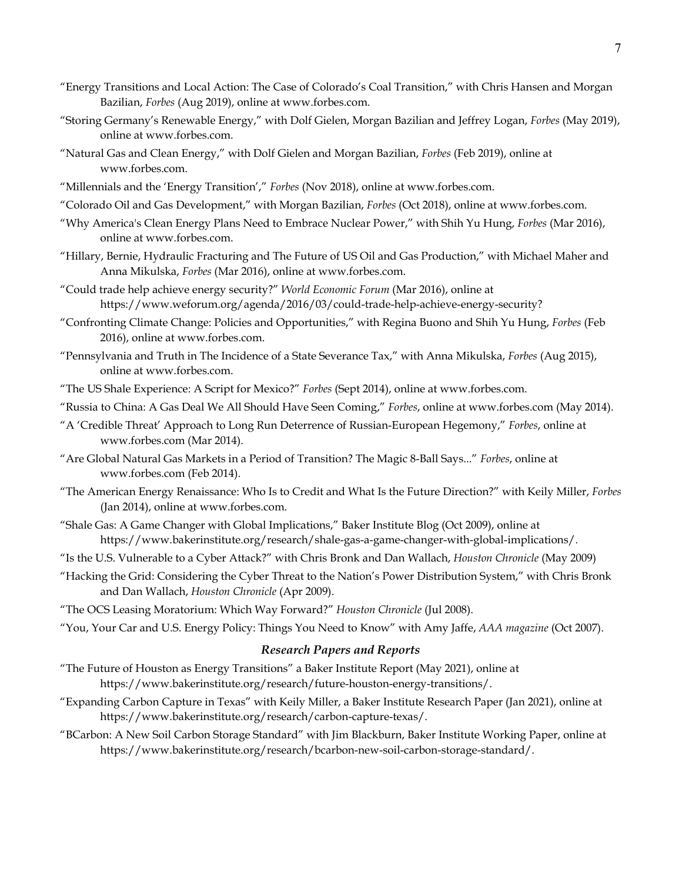"Energy Transitions and Local Action: The Case of Colorado's Coal Transition," with Chris Hansen and Morgan Bazilian, *Forbes* (Aug 2019), online at www.forbes.com.

"Storing Germany's Renewable Energy," with Dolf Gielen, Morgan Bazilian and Jeffrey Logan, *Forbes* (May 2019), online at www.forbes.com.

"Natural Gas and Clean Energy," with Dolf Gielen and Morgan Bazilian, *Forbes* (Feb 2019), online at www.forbes.com.

"Millennials and the 'Energy Transition'," *Forbes* (Nov 2018), online at www.forbes.com.

"Colorado Oil and Gas Development," with Morgan Bazilian, *Forbes* (Oct 2018), online at www.forbes.com.

"Why America's Clean Energy Plans Need to Embrace Nuclear Power," with Shih Yu Hung, *Forbes* (Mar 2016), online at www.forbes.com.

"Hillary, Bernie, Hydraulic Fracturing and The Future of US Oil and Gas Production," with Michael Maher and Anna Mikulska, *Forbes* (Mar 2016), online at www.forbes.com.

"Could trade help achieve energy security?" *World Economic Forum* (Mar 2016), online at https://www.weforum.org/agenda/2016/03/could-trade-help-achieve-energy-security?

"Confronting Climate Change: Policies and Opportunities," with Regina Buono and Shih Yu Hung, *Forbes* (Feb 2016), online at www.forbes.com.

"Pennsylvania and Truth in The Incidence of a State Severance Tax," with Anna Mikulska, *Forbes* (Aug 2015), online at www.forbes.com.

"The US Shale Experience: A Script for Mexico?" *Forbes* (Sept 2014), online at www.forbes.com.

"Russia to China: A Gas Deal We All Should Have Seen Coming," *Forbes*, online at www.forbes.com (May 2014).

"A 'Credible Threat' Approach to Long Run Deterrence of Russian-European Hegemony," *Forbes*, online at www.forbes.com (Mar 2014).

"Are Global Natural Gas Markets in a Period of Transition? The Magic 8-Ball Says..." *Forbes*, online at www.forbes.com (Feb 2014).

"The American Energy Renaissance: Who Is to Credit and What Is the Future Direction?" with Keily Miller, *Forbes* (Jan 2014), online at www.forbes.com.

"Shale Gas: A Game Changer with Global Implications," Baker Institute Blog (Oct 2009), online at https://www.bakerinstitute.org/research/shale-gas-a-game-changer-with-global-implications/.

"Is the U.S. Vulnerable to a Cyber Attack?" with Chris Bronk and Dan Wallach, *Houston Chronicle* (May 2009)

"Hacking the Grid: Considering the Cyber Threat to the Nation's Power Distribution System," with Chris Bronk and Dan Wallach, *Houston Chronicle* (Apr 2009).

"The OCS Leasing Moratorium: Which Way Forward?" *Houston Chronicle* (Jul 2008).

"You, Your Car and U.S. Energy Policy: Things You Need to Know" with Amy Jaffe, *AAA magazine* (Oct 2007).

### *Research Papers and Reports*

"The Future of Houston as Energy Transitions" a Baker Institute Report (May 2021), online at https://www.bakerinstitute.org/research/future-houston-energy-transitions/.

"Expanding Carbon Capture in Texas" with Keily Miller, a Baker Institute Research Paper (Jan 2021), online at https://www.bakerinstitute.org/research/carbon-capture-texas/.

"BCarbon: A New Soil Carbon Storage Standard" with Jim Blackburn, Baker Institute Working Paper, online at https://www.bakerinstitute.org/research/bcarbon-new-soil-carbon-storage-standard/.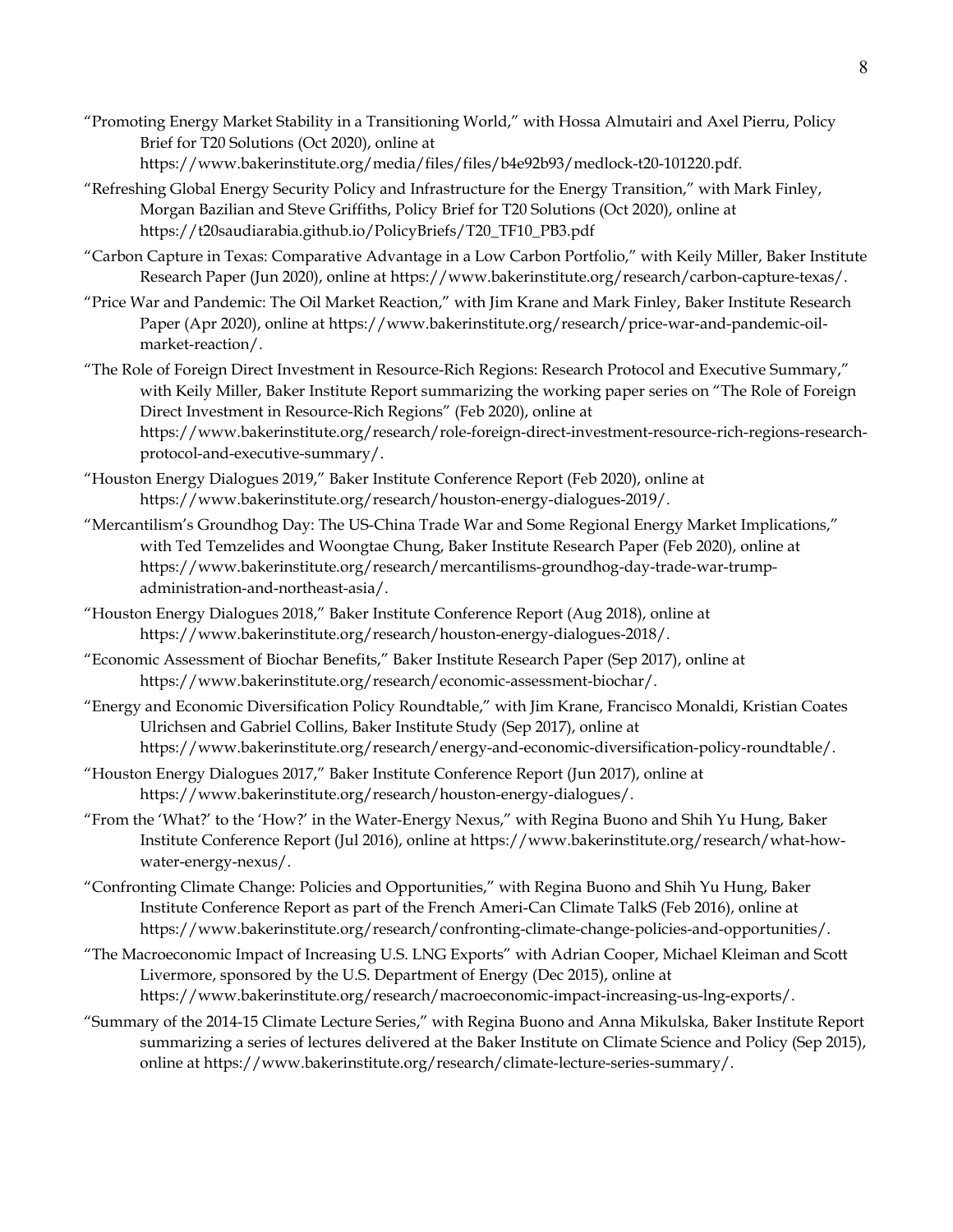"Promoting Energy Market Stability in a Transitioning World," with Hossa Almutairi and Axel Pierru, Policy Brief for T20 Solutions (Oct 2020), online at https://www.bakerinstitute.org/media/files/files/b4e92b93/medlock-t20-101220.pdf.

"Refreshing Global Energy Security Policy and Infrastructure for the Energy Transition," with Mark Finley, Morgan Bazilian and Steve Griffiths, Policy Brief for T20 Solutions (Oct 2020), online at https://t20saudiarabia.github.io/PolicyBriefs/T20_TF10_PB3.pdf

"Carbon Capture in Texas: Comparative Advantage in a Low Carbon Portfolio," with Keily Miller, Baker Institute Research Paper (Jun 2020), online at https://www.bakerinstitute.org/research/carbon-capture-texas/.

"Price War and Pandemic: The Oil Market Reaction," with Jim Krane and Mark Finley, Baker Institute Research Paper (Apr 2020), online at https://www.bakerinstitute.org/research/price-war-and-pandemic-oil-market-reaction/.

"The Role of Foreign Direct Investment in Resource-Rich Regions: Research Protocol and Executive Summary," with Keily Miller, Baker Institute Report summarizing the working paper series on "The Role of Foreign Direct Investment in Resource-Rich Regions" (Feb 2020), online at https://www.bakerinstitute.org/research/role-foreign-direct-investment-resource-rich-regions-research-protocol-and-executive-summary/.

"Houston Energy Dialogues 2019," Baker Institute Conference Report (Feb 2020), online at https://www.bakerinstitute.org/research/houston-energy-dialogues-2019/.

"Mercantilism's Groundhog Day: The US-China Trade War and Some Regional Energy Market Implications," with Ted Temzelides and Woongtae Chung, Baker Institute Research Paper (Feb 2020), online at https://www.bakerinstitute.org/research/mercantilisms-groundhog-day-trade-war-trump-administration-and-northeast-asia/.

"Houston Energy Dialogues 2018," Baker Institute Conference Report (Aug 2018), online at https://www.bakerinstitute.org/research/houston-energy-dialogues-2018/.

"Economic Assessment of Biochar Benefits," Baker Institute Research Paper (Sep 2017), online at https://www.bakerinstitute.org/research/economic-assessment-biochar/.

"Energy and Economic Diversification Policy Roundtable," with Jim Krane, Francisco Monaldi, Kristian Coates Ulrichsen and Gabriel Collins, Baker Institute Study (Sep 2017), online at https://www.bakerinstitute.org/research/energy-and-economic-diversification-policy-roundtable/.

"Houston Energy Dialogues 2017," Baker Institute Conference Report (Jun 2017), online at https://www.bakerinstitute.org/research/houston-energy-dialogues/.

"From the 'What?' to the 'How?' in the Water-Energy Nexus," with Regina Buono and Shih Yu Hung, Baker Institute Conference Report (Jul 2016), online at https://www.bakerinstitute.org/research/what-how-water-energy-nexus/.

"Confronting Climate Change: Policies and Opportunities," with Regina Buono and Shih Yu Hung, Baker Institute Conference Report as part of the French Ameri-Can Climate TalkS (Feb 2016), online at https://www.bakerinstitute.org/research/confronting-climate-change-policies-and-opportunities/.

"The Macroeconomic Impact of Increasing U.S. LNG Exports" with Adrian Cooper, Michael Kleiman and Scott Livermore, sponsored by the U.S. Department of Energy (Dec 2015), online at https://www.bakerinstitute.org/research/macroeconomic-impact-increasing-us-lng-exports/.

"Summary of the 2014-15 Climate Lecture Series," with Regina Buono and Anna Mikulska, Baker Institute Report summarizing a series of lectures delivered at the Baker Institute on Climate Science and Policy (Sep 2015), online at https://www.bakerinstitute.org/research/climate-lecture-series-summary/.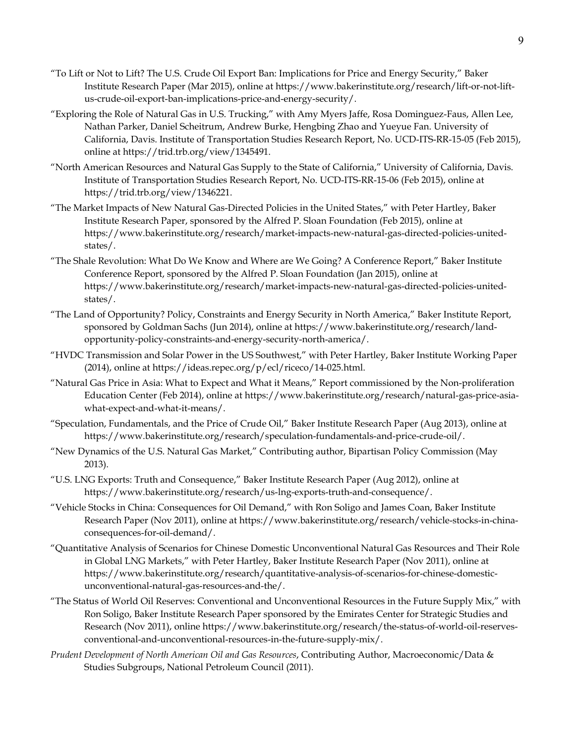"To Lift or Not to Lift? The U.S. Crude Oil Export Ban: Implications for Price and Energy Security," Baker Institute Research Paper (Mar 2015), online at https://www.bakerinstitute.org/research/lift-or-not-lift-us-crude-oil-export-ban-implications-price-and-energy-security/.

"Exploring the Role of Natural Gas in U.S. Trucking," with Amy Myers Jaffe, Rosa Dominguez-Faus, Allen Lee, Nathan Parker, Daniel Scheitrum, Andrew Burke, Hengbing Zhao and Yueyue Fan. University of California, Davis. Institute of Transportation Studies Research Report, No. UCD-ITS-RR-15-05 (Feb 2015), online at https://trid.trb.org/view/1345491.

"North American Resources and Natural Gas Supply to the State of California," University of California, Davis. Institute of Transportation Studies Research Report, No. UCD-ITS-RR-15-06 (Feb 2015), online at https://trid.trb.org/view/1346221.

"The Market Impacts of New Natural Gas-Directed Policies in the United States," with Peter Hartley, Baker Institute Research Paper, sponsored by the Alfred P. Sloan Foundation (Feb 2015), online at https://www.bakerinstitute.org/research/market-impacts-new-natural-gas-directed-policies-united-states/.

"The Shale Revolution: What Do We Know and Where are We Going? A Conference Report," Baker Institute Conference Report, sponsored by the Alfred P. Sloan Foundation (Jan 2015), online at https://www.bakerinstitute.org/research/market-impacts-new-natural-gas-directed-policies-united-states/.

"The Land of Opportunity? Policy, Constraints and Energy Security in North America," Baker Institute Report, sponsored by Goldman Sachs (Jun 2014), online at https://www.bakerinstitute.org/research/land-opportunity-policy-constraints-and-energy-security-north-america/.

"HVDC Transmission and Solar Power in the US Southwest," with Peter Hartley, Baker Institute Working Paper (2014), online at https://ideas.repec.org/p/ecl/riceco/14-025.html.

"Natural Gas Price in Asia: What to Expect and What it Means," Report commissioned by the Non-proliferation Education Center (Feb 2014), online at https://www.bakerinstitute.org/research/natural-gas-price-asia-what-expect-and-what-it-means/.

"Speculation, Fundamentals, and the Price of Crude Oil," Baker Institute Research Paper (Aug 2013), online at https://www.bakerinstitute.org/research/speculation-fundamentals-and-price-crude-oil/.

"New Dynamics of the U.S. Natural Gas Market," Contributing author, Bipartisan Policy Commission (May 2013).

"U.S. LNG Exports: Truth and Consequence," Baker Institute Research Paper (Aug 2012), online at https://www.bakerinstitute.org/research/us-lng-exports-truth-and-consequence/.

"Vehicle Stocks in China: Consequences for Oil Demand," with Ron Soligo and James Coan, Baker Institute Research Paper (Nov 2011), online at https://www.bakerinstitute.org/research/vehicle-stocks-in-china-consequences-for-oil-demand/.

"Quantitative Analysis of Scenarios for Chinese Domestic Unconventional Natural Gas Resources and Their Role in Global LNG Markets," with Peter Hartley, Baker Institute Research Paper (Nov 2011), online at https://www.bakerinstitute.org/research/quantitative-analysis-of-scenarios-for-chinese-domestic-unconventional-natural-gas-resources-and-the/.

"The Status of World Oil Reserves: Conventional and Unconventional Resources in the Future Supply Mix," with Ron Soligo, Baker Institute Research Paper sponsored by the Emirates Center for Strategic Studies and Research (Nov 2011), online https://www.bakerinstitute.org/research/the-status-of-world-oil-reserves-conventional-and-unconventional-resources-in-the-future-supply-mix/.

*Prudent Development of North American Oil and Gas Resources*, Contributing Author, Macroeconomic/Data & Studies Subgroups, National Petroleum Council (2011).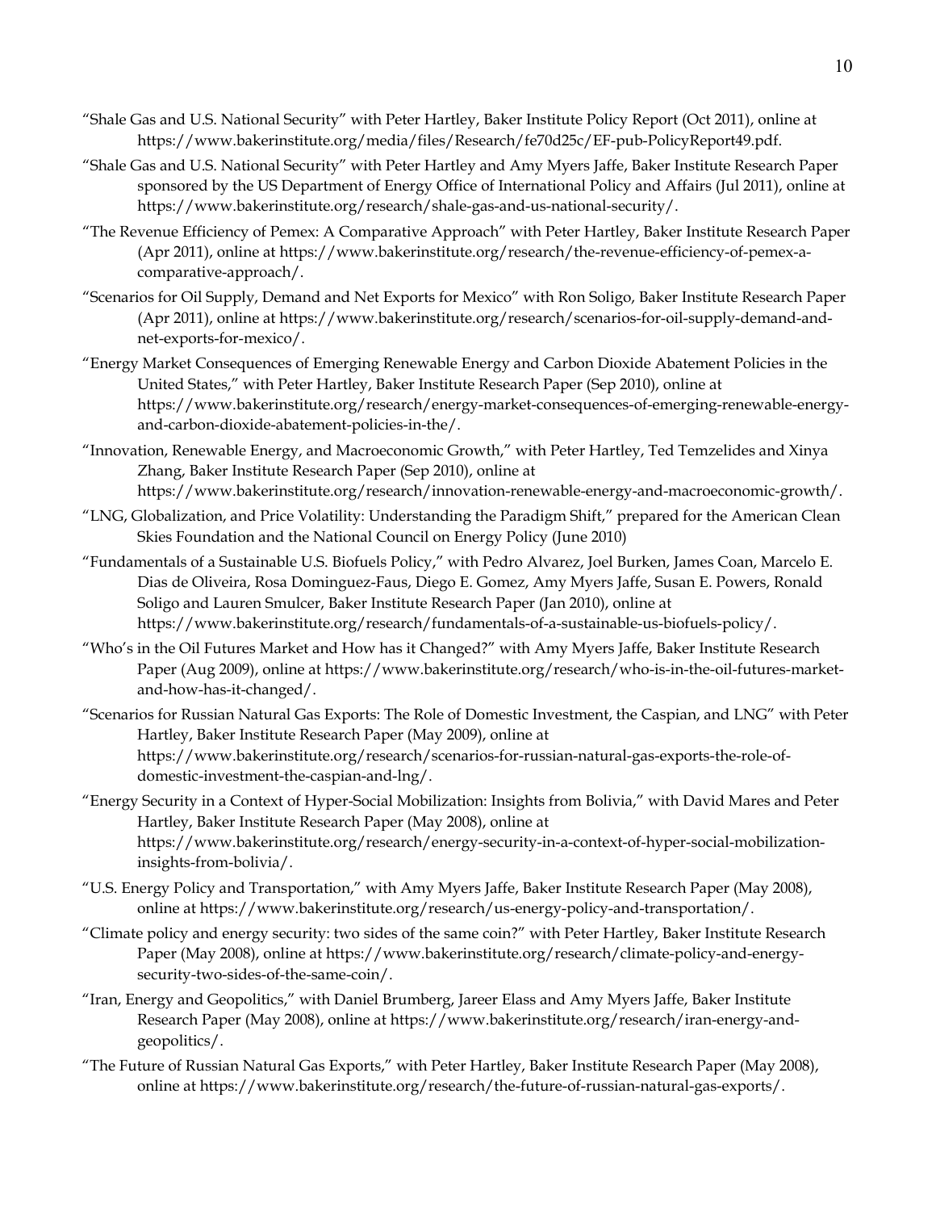"Shale Gas and U.S. National Security" with Peter Hartley, Baker Institute Policy Report (Oct 2011), online at https://www.bakerinstitute.org/media/files/Research/fe70d25c/EF-pub-PolicyReport49.pdf.

"Shale Gas and U.S. National Security" with Peter Hartley and Amy Myers Jaffe, Baker Institute Research Paper sponsored by the US Department of Energy Office of International Policy and Affairs (Jul 2011), online at https://www.bakerinstitute.org/research/shale-gas-and-us-national-security/.

"The Revenue Efficiency of Pemex: A Comparative Approach" with Peter Hartley, Baker Institute Research Paper (Apr 2011), online at https://www.bakerinstitute.org/research/the-revenue-efficiency-of-pemex-a-comparative-approach/.

"Scenarios for Oil Supply, Demand and Net Exports for Mexico" with Ron Soligo, Baker Institute Research Paper (Apr 2011), online at https://www.bakerinstitute.org/research/scenarios-for-oil-supply-demand-and-net-exports-for-mexico/.

"Energy Market Consequences of Emerging Renewable Energy and Carbon Dioxide Abatement Policies in the United States," with Peter Hartley, Baker Institute Research Paper (Sep 2010), online at https://www.bakerinstitute.org/research/energy-market-consequences-of-emerging-renewable-energy-and-carbon-dioxide-abatement-policies-in-the/.

"Innovation, Renewable Energy, and Macroeconomic Growth," with Peter Hartley, Ted Temzelides and Xinya Zhang, Baker Institute Research Paper (Sep 2010), online at https://www.bakerinstitute.org/research/innovation-renewable-energy-and-macroeconomic-growth/.

"LNG, Globalization, and Price Volatility: Understanding the Paradigm Shift," prepared for the American Clean Skies Foundation and the National Council on Energy Policy (June 2010)

"Fundamentals of a Sustainable U.S. Biofuels Policy," with Pedro Alvarez, Joel Burken, James Coan, Marcelo E. Dias de Oliveira, Rosa Dominguez-Faus, Diego E. Gomez, Amy Myers Jaffe, Susan E. Powers, Ronald Soligo and Lauren Smulcer, Baker Institute Research Paper (Jan 2010), online at https://www.bakerinstitute.org/research/fundamentals-of-a-sustainable-us-biofuels-policy/.

"Who's in the Oil Futures Market and How has it Changed?" with Amy Myers Jaffe, Baker Institute Research Paper (Aug 2009), online at https://www.bakerinstitute.org/research/who-is-in-the-oil-futures-market-and-how-has-it-changed/.

"Scenarios for Russian Natural Gas Exports: The Role of Domestic Investment, the Caspian, and LNG" with Peter Hartley, Baker Institute Research Paper (May 2009), online at https://www.bakerinstitute.org/research/scenarios-for-russian-natural-gas-exports-the-role-of-domestic-investment-the-caspian-and-lng/.

"Energy Security in a Context of Hyper-Social Mobilization: Insights from Bolivia," with David Mares and Peter Hartley, Baker Institute Research Paper (May 2008), online at https://www.bakerinstitute.org/research/energy-security-in-a-context-of-hyper-social-mobilization-insights-from-bolivia/.

"U.S. Energy Policy and Transportation," with Amy Myers Jaffe, Baker Institute Research Paper (May 2008), online at https://www.bakerinstitute.org/research/us-energy-policy-and-transportation/.

"Climate policy and energy security: two sides of the same coin?" with Peter Hartley, Baker Institute Research Paper (May 2008), online at https://www.bakerinstitute.org/research/climate-policy-and-energy-security-two-sides-of-the-same-coin/.

"Iran, Energy and Geopolitics," with Daniel Brumberg, Jareer Elass and Amy Myers Jaffe, Baker Institute Research Paper (May 2008), online at https://www.bakerinstitute.org/research/iran-energy-and-geopolitics/.

"The Future of Russian Natural Gas Exports," with Peter Hartley, Baker Institute Research Paper (May 2008), online at https://www.bakerinstitute.org/research/the-future-of-russian-natural-gas-exports/.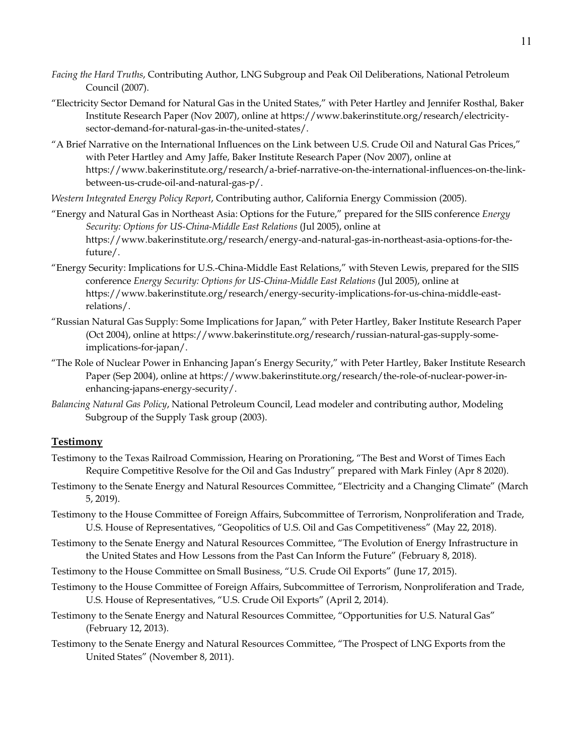*Facing the Hard Truths*, Contributing Author, LNG Subgroup and Peak Oil Deliberations, National Petroleum Council (2007).

"Electricity Sector Demand for Natural Gas in the United States," with Peter Hartley and Jennifer Rosthal, Baker Institute Research Paper (Nov 2007), online at https://www.bakerinstitute.org/research/electricity-sector-demand-for-natural-gas-in-the-united-states/.

"A Brief Narrative on the International Influences on the Link between U.S. Crude Oil and Natural Gas Prices," with Peter Hartley and Amy Jaffe, Baker Institute Research Paper (Nov 2007), online at https://www.bakerinstitute.org/research/a-brief-narrative-on-the-international-influences-on-the-link-between-us-crude-oil-and-natural-gas-p/.

*Western Integrated Energy Policy Report*, Contributing author, California Energy Commission (2005).

"Energy and Natural Gas in Northeast Asia: Options for the Future," prepared for the SIIS conference *Energy Security: Options for US-China-Middle East Relations* (Jul 2005), online at https://www.bakerinstitute.org/research/energy-and-natural-gas-in-northeast-asia-options-for-the-future/.

"Energy Security: Implications for U.S.-China-Middle East Relations," with Steven Lewis, prepared for the SIIS conference *Energy Security: Options for US-China-Middle East Relations* (Jul 2005), online at https://www.bakerinstitute.org/research/energy-security-implications-for-us-china-middle-east-relations/.

"Russian Natural Gas Supply: Some Implications for Japan," with Peter Hartley, Baker Institute Research Paper (Oct 2004), online at https://www.bakerinstitute.org/research/russian-natural-gas-supply-some-implications-for-japan/.

"The Role of Nuclear Power in Enhancing Japan's Energy Security," with Peter Hartley, Baker Institute Research Paper (Sep 2004), online at https://www.bakerinstitute.org/research/the-role-of-nuclear-power-in-enhancing-japans-energy-security/.

*Balancing Natural Gas Policy*, National Petroleum Council, Lead modeler and contributing author, Modeling Subgroup of the Supply Task group (2003).

## **Testimony**

Testimony to the Texas Railroad Commission, Hearing on Prorationing, "The Best and Worst of Times Each Require Competitive Resolve for the Oil and Gas Industry" prepared with Mark Finley (Apr 8 2020).

Testimony to the Senate Energy and Natural Resources Committee, "Electricity and a Changing Climate" (March 5, 2019).

Testimony to the House Committee of Foreign Affairs, Subcommittee of Terrorism, Nonproliferation and Trade, U.S. House of Representatives, "Geopolitics of U.S. Oil and Gas Competitiveness" (May 22, 2018).

Testimony to the Senate Energy and Natural Resources Committee, "The Evolution of Energy Infrastructure in the United States and How Lessons from the Past Can Inform the Future" (February 8, 2018).

Testimony to the House Committee on Small Business, "U.S. Crude Oil Exports" (June 17, 2015).

Testimony to the House Committee of Foreign Affairs, Subcommittee of Terrorism, Nonproliferation and Trade, U.S. House of Representatives, "U.S. Crude Oil Exports" (April 2, 2014).

Testimony to the Senate Energy and Natural Resources Committee, "Opportunities for U.S. Natural Gas" (February 12, 2013).

Testimony to the Senate Energy and Natural Resources Committee, "The Prospect of LNG Exports from the United States" (November 8, 2011).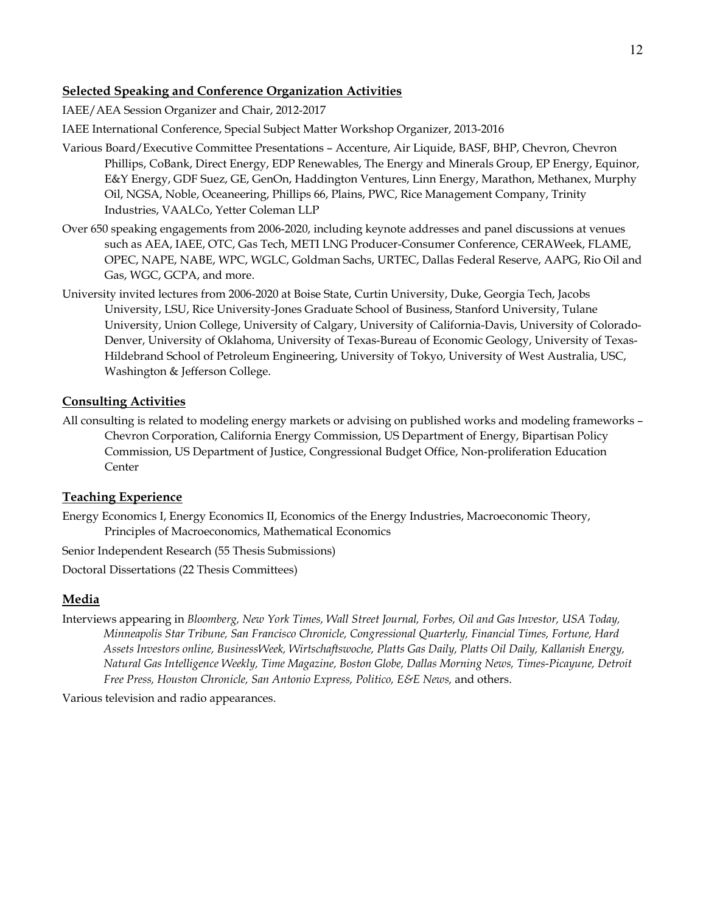## Selected Speaking and Conference Organization Activities

IAEE/AEA Session Organizer and Chair, 2012-2017

IAEE International Conference, Special Subject Matter Workshop Organizer, 2013-2016

Various Board/Executive Committee Presentations – Accenture, Air Liquide, BASF, BHP, Chevron, Chevron Phillips, CoBank, Direct Energy, EDP Renewables, The Energy and Minerals Group, EP Energy, Equinor, E&Y Energy, GDF Suez, GE, GenOn, Haddington Ventures, Linn Energy, Marathon, Methanex, Murphy Oil, NGSA, Noble, Oceaneering, Phillips 66, Plains, PWC, Rice Management Company, Trinity Industries, VAALCo, Yetter Coleman LLP

Over 650 speaking engagements from 2006-2020, including keynote addresses and panel discussions at venues such as AEA, IAEE, OTC, Gas Tech, METI LNG Producer-Consumer Conference, CERAWeek, FLAME, OPEC, NAPE, NABE, WPC, WGLC, Goldman Sachs, URTEC, Dallas Federal Reserve, AAPG, Rio Oil and Gas, WGC, GCPA, and more.

University invited lectures from 2006-2020 at Boise State, Curtin University, Duke, Georgia Tech, Jacobs University, LSU, Rice University-Jones Graduate School of Business, Stanford University, Tulane University, Union College, University of Calgary, University of California-Davis, University of Colorado-Denver, University of Oklahoma, University of Texas-Bureau of Economic Geology, University of Texas-Hildebrand School of Petroleum Engineering, University of Tokyo, University of West Australia, USC, Washington & Jefferson College.

## Consulting Activities

All consulting is related to modeling energy markets or advising on published works and modeling frameworks – Chevron Corporation, California Energy Commission, US Department of Energy, Bipartisan Policy Commission, US Department of Justice, Congressional Budget Office, Non-proliferation Education Center

## Teaching Experience

Energy Economics I, Energy Economics II, Economics of the Energy Industries, Macroeconomic Theory, Principles of Macroeconomics, Mathematical Economics

Senior Independent Research (55 Thesis Submissions)

Doctoral Dissertations (22 Thesis Committees)

## Media

Interviews appearing in *Bloomberg, New York Times, Wall Street Journal, Forbes, Oil and Gas Investor, USA Today, Minneapolis Star Tribune, San Francisco Chronicle, Congressional Quarterly, Financial Times, Fortune, Hard Assets Investors online, BusinessWeek, Wirtschaftswoche, Platts Gas Daily, Platts Oil Daily, Kallanish Energy, Natural Gas Intelligence Weekly, Time Magazine, Boston Globe, Dallas Morning News, Times-Picayune, Detroit Free Press, Houston Chronicle, San Antonio Express, Politico, E&E News,* and others.

Various television and radio appearances.